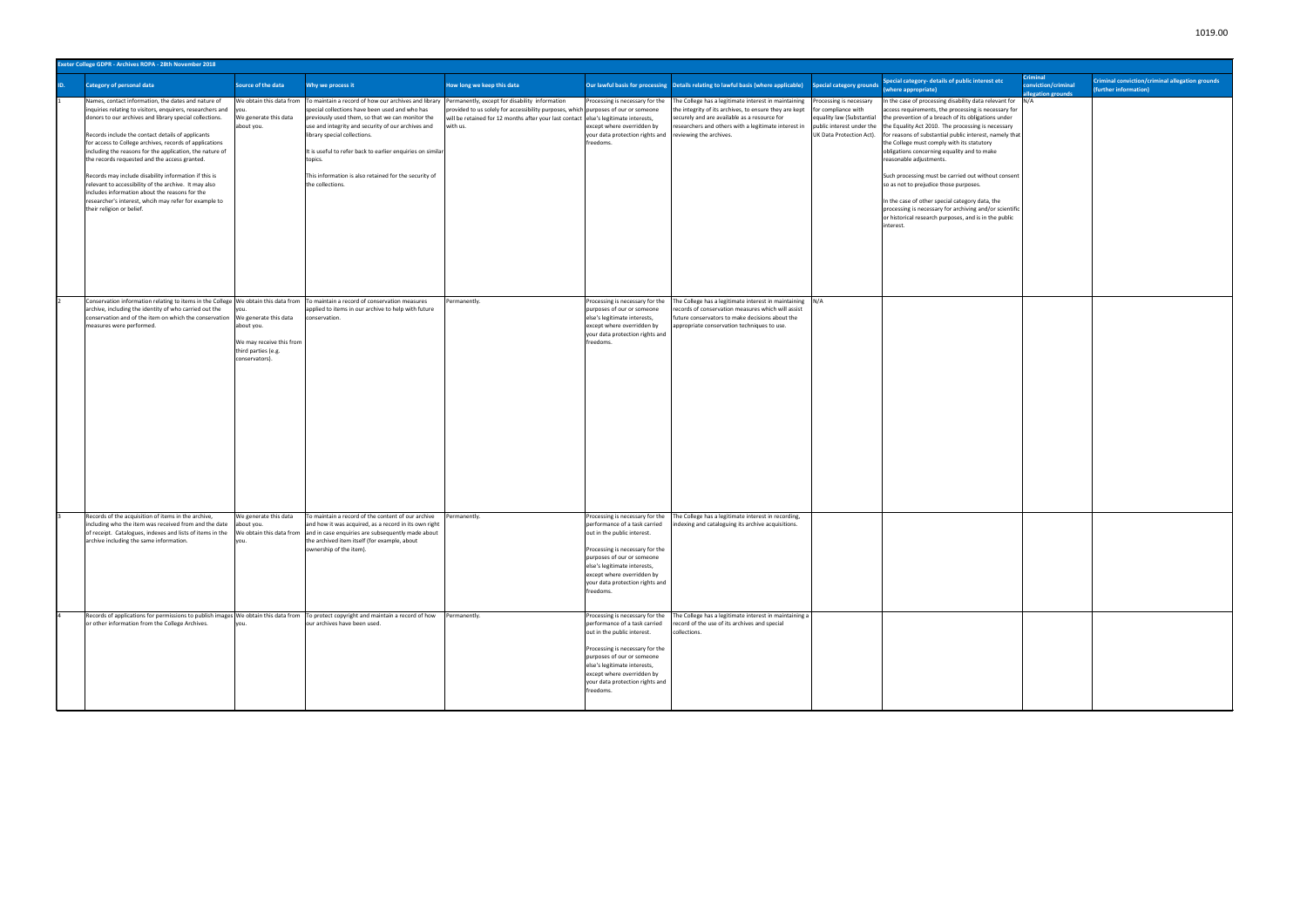## Exeter College GDPR - Archives ROPA - 28th November 2018

| ID. | Category of personal data | Source of the data | Why we process it | How long we keep this data | Our lawful basis for processing | Details relating to lawful basis (where applicable) | Special category grounds | Special category- details of public interest etc (where appropriate) | Criminal conviction/criminal allegation grounds | Criminal conviction/criminal allegation grounds (further information) |
|---|---|---|---|---|---|---|---|---|---|---|
| 1 | Names, contact information, the dates and nature of inquiries relating to visitors, enquirers, researchers and donors to our archives and library special collections.<br><br>Records include the contact details of applicants for access to College archives, records of applications including the reasons for the application, the nature of the records requested and the access granted.<br><br>Records may include disability information if this is relevant to accessibility of the archive. It may also includes information about the reasons for the researcher's interest, whcih may refer for example to their religion or belief. | We obtain this data from you.<br>We generate this data about you. | To maintain a record of how our archives and library special collections have been used and who has previously used them, so that we can monitor the use and integrity and security of our archives and library special collections.<br><br>It is useful to refer back to earlier enquiries on similar topics.<br><br>This information is also retained for the security of the collections. | Permanently, except for disability information provided to us solely for accessibility purposes, which will be retained for 12 months after your last contact with us. | Processing is necessary for the purposes of our or someone else's legitimate interests, except where overridden by your data protection rights and freedoms. | The College has a legitimate interest in maintaining the integrity of its archives, to ensure they are kept securely and are available as a resource for researchers and others with a legitimate interest in reviewing the archives. | Processing is necessary for compliance with equality law (Substantial public interest under the UK Data Protection Act). | In the case of processing disability data relevant for access requirements, the processing is necessary for the prevention of a breach of its obligations under the Equality Act 2010. The processing is necessary for reasons of substantial public interest, namely that the College must comply with its statutory obligations concerning equality and to make reasonable adjustments.<br><br>Such processing must be carried out without consent so as not to prejudice those purposes.<br><br>In the case of other special category data, the processing is necessary for archiving and/or scientific or historical research purposes, and is in the public interest. | N/A | |
| 2 | Conservation information relating to items in the College archive, including the identity of who carried out the conservation and of the item on which the conservation measures were performed. | We obtain this data from you.<br>We generate this data about you.<br><br>We may receive this from third parties (e.g. conservators). | To maintain a record of conservation measures applied to items in our archive to help with future conservation. | Permanently. | Processing is necessary for the purposes of our or someone else's legitimate interests, except where overridden by your data protection rights and freedoms. | The College has a legitimate interest in maintaining records of conservation measures which will assist future conservators to make decisions about the appropriate conservation techniques to use. | N/A | | | |
| 3 | Records of the acquisition of items in the archive, including who the item was received from and the date of receipt. Catalogues, indexes and lists of items in the archive including the same information. | We generate this data about you.<br>We obtain this data from you. | To maintain a record of the content of our archive and how it was acquired, as a record in its own right and in case enquiries are subsequently made about the archived item itself (for example, about ownership of the item). | Permanently. | Processing is necessary for the performance of a task carried out in the public interest.<br><br>Processing is necessary for the purposes of our or someone else's legitimate interests, except where overridden by your data protection rights and freedoms. | The College has a legitimate interest in recording, indexing and cataloguing its archive acquisitions. | | | | |
| 4 | Records of applications for permissions to publish images or other information from the College Archives. | We obtain this data from you. | To protect copyright and maintain a record of how our archives have been used. | Permanently. | Processing is necessary for the performance of a task carried out in the public interest.<br><br>Processing is necessary for the purposes of our or someone else's legitimate interests, except where overridden by your data protection rights and freedoms. | The College has a legitimate interest in maintaining a record of the use of its archives and special collections. | | | | |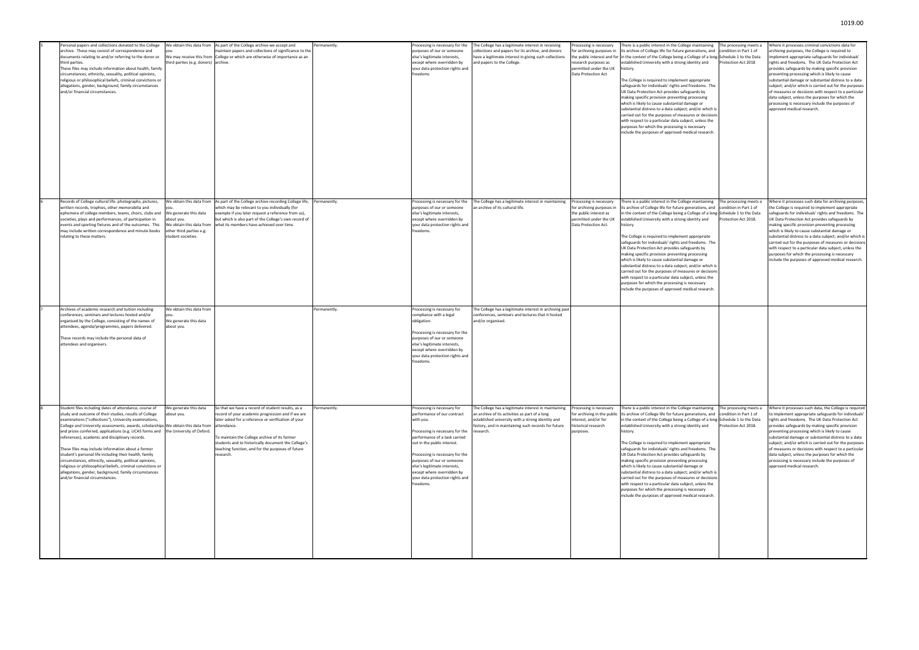| | | | | | | | | | | |
|---|---|---|---|---|---|---|---|---|---|---|
| 5 | Personal papers and collections donated to the College archive. These may consist of correspondence and documents relating to and/or referring to the donor or third parties. These files may include information about health, family circumstances, ethnicity, sexuality, political opinions, religious or philosophical beliefs, criminal convictions or allegations, gender, background, family circumstances and/or financial circumstances. | We obtain this data from you. We may receive this from third parties (e.g. donors) | As part of the College archive we accept and maintain papers and collections of significance to the College or which are otherwise of importance as an archive. | Permanently. | Processing is necessary for the purposes of our or someone else's legitimate interests, except where overridden by your data protection rights and freedoms | The College has a legitimate interest in receiving collections and papers for its archive, and donors have a legitimate interest in giving such collections and papers to the College. | Processing is necessary for archiving purposes in the public interest and for research purposes as permitted under the UK Data Protection Act | There is a public interest in the College maintaining its archive of College life for future generations, and in the context of the College being a College of a long-established University with a strong identity and history.<br><br>The College is required to implement appropriate safeguards for individuals' rights and freedoms. The UK Data Protection Act provides safeguards by making specific provision preventing processing which is likely to cause substantial damage or substantial distress to a data subject; and/or which is carried out for the purposes of measures or decisions with respect to a particular data subject, unless the purposes for which the processing is necessary include the purposes of approved medical research. | The processing meets a condition in Part 1 of Schedule 1 to the Data Protection Act 2018 | Where it processes criminal convictions data for archiving purposes, the College is required to implement appropriate safeguards for individuals' rights and freedoms. The UK Data Protection Act provides safeguards by making specific provision preventing processing which is likely to cause substantial damage or substantial distress to a data subject; and/or which is carried out for the purposes of measures or decisions with respect to a particular data subject, unless the purposes for which the processing is necessary include the purposes of approved medical research. |
| 6 | Records of College cultural life: photographs, pictures, written records, trophies, other memorabilia and ephemera of college members, teams, choirs, clubs and societies, plays and performances, of participation in events and sporting fixtures and of the outcomes. This may include written correspondence and minute books relating to these matters. | We obtain this data from you. We generate this data about you. We obtain this data from other third parties e.g. student societies. | As part of the College archive recording College life, which may be relevant to you individually (for example if you later request a reference from us), but which is also part of the College's own record of what its members have achieved over time. | Permanently. | Processing is necessary for the purposes of our or someone else's legitimate interests, except where overridden by your data protection rights and freedoms. | The College has a legitimate interest in maintaining an archive of its cultural life. | Processing is necessary for archiving purposes in the public interest as permitted under the UK Data Protection Act. | There is a public interest in the College maintaining its archive of College life for future generations, and in the context of the College being a College of a long-established University with a strong identity and history.<br><br>The College is required to implement appropriate safeguards for individuals' rights and freedoms. The UK Data Protection Act provides safeguards by making specific provision preventing processing which is likely to cause substantial damage or substantial distress to a data subject; and/or which is carried out for the purposes of measures or decisions with respect to a particular data subject, unless the purposes for which the processing is necessary include the purposes of approved medical research. | The processing meets a condition in Part 1 of Schedule 1 to the Data Protection Act 2018. | Where it processes such data for archiving purposes, the College is required to implement appropriate safeguards for individuals' rights and freedoms. The UK Data Protection Act provides safeguards by making specific provision preventing processing which is likely to cause substantial damage or substantial distress to a data subject; and/or which is carried out for the purposes of measures or decisions with respect to a particular data subject, unless the purposes for which the processing is necessary include the purposes of approved medical research. |
| 7 | Archives of academic research and tuition including conferences, seminars and lectures hosted and/or organised by the College, consisting of the names of attendees, agenda/programmes, papers delivered.<br><br>These records may include the personal data of attendees and organisers. | We obtain this data from you. We generate this data about you. | | Permanently. | Processing is necessary for compliance with a legal obligation.<br><br>Processing is necessary for the purposes of our or someone else's legitimate interests, except where overridden by your data protection rights and freedoms. | The College has a legitimate interest in archiving past conferences, seminars and lectures that it hosted and/or organised. | | | | |
| 8 | Student files including dates of attendance, course of study and outcome of their studies, results of College examinations ("collections"), University examinations, College and University assessments, awards, scholarships and prizes conferred, applications (e.g. UCAS forms and references), academic and disciplinary records.<br><br>These files may include information about a former student's personal life including their health, family circumstances, ethnicity, sexuality, political opinions, religious or philosophical beliefs, criminal convictions or allegations, gender, background, family circumstances and/or financial circumstances. | We generate this data about you. We obtain this data from the University of Oxford. | So that we have a record of student results, as a record of your academic progression and if we are later asked for a reference or verification of your attendance.<br><br>To maintain the College archive of its former students and to historically document the College's teaching function, and for the purposes of future research. | Permanently. | Processing is necessary for performance of our contract with you.<br><br>Processing is necessary for the performance of a task carried out in the public interest.<br><br>Processing is necessary for the purposes of our or someone else's legitimate interests, except where overridden by your data protection rights and freedoms. | The College has a legitimate interest in maintaining an archive of its activities as part of a long established university with a strong identity and history, and in maintaining such records for future research. | Processing is necessary for archiving in the public interest, and/or for historical research purposes. | There is a public interest in the College maintaining its archive of College life for future generations, and in the context of the College being a College of a long-established University with a strong identity and history.<br><br>The College is required to implement appropriate safeguards for individuals' rights and freedoms. The UK Data Protection Act provides safeguards by making specific provision preventing processing which is likely to cause substantial damage or substantial distress to a data subject; and/or which is carried out for the purposes of measures or decisions with respect to a particular data subject, unless the purposes for which the processing is necessary include the purposes of approved medical research. | The processing meets a condition in Part 1 of Schedule 1 to the Data Protection Act 2018. | Where it processes such data, the College is required to implement appropriate safeguards for individuals' rights and freedoms. The UK Data Protection Act provides safeguards by making specific provision preventing processing which is likely to cause substantial damage or substantial distress to a data subject; and/or which is carried out for the purposes of measures or decisions with respect to a particular data subject, unless the purposes for which the processing is necessary include the purposes of approved medical research. |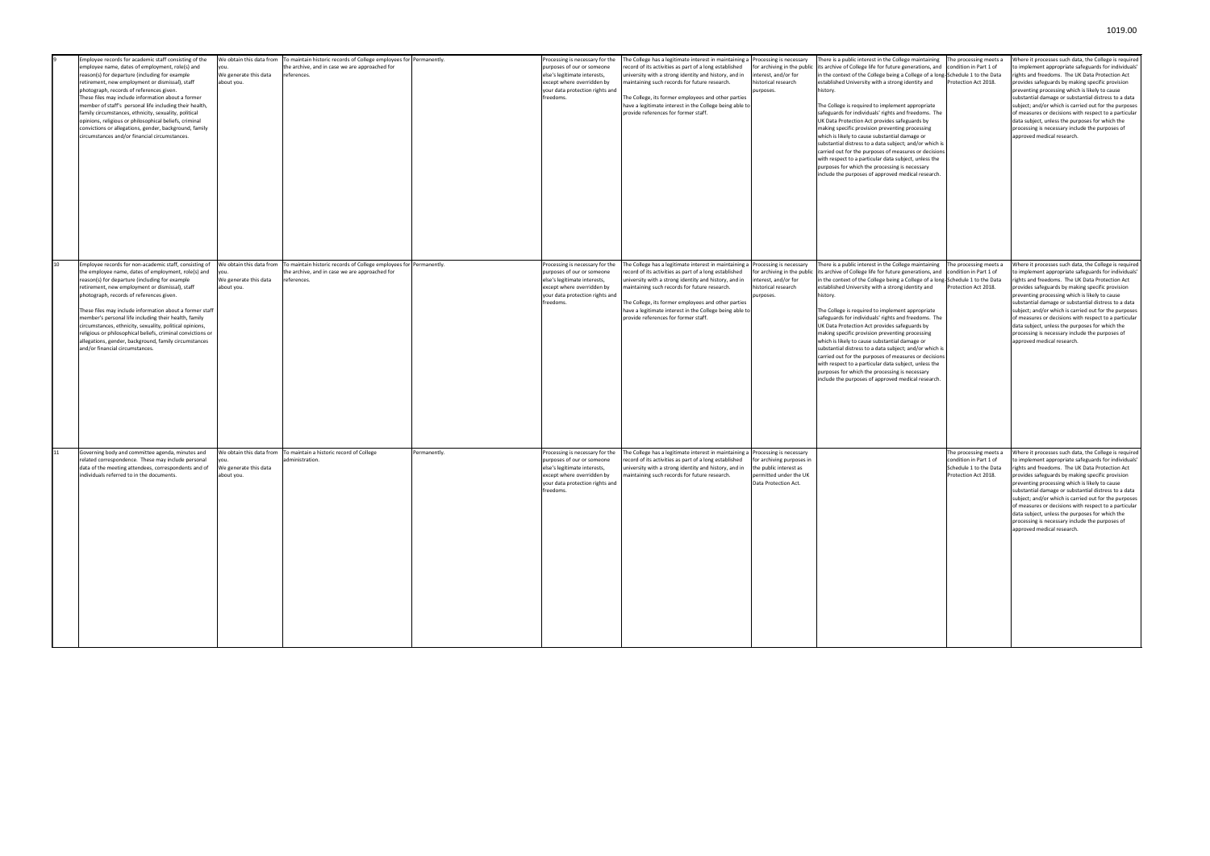| | | | | | | | | | | |
|---|---|---|---|---|---|---|---|---|---|---|
| 9 | Employee records for academic staff consisting of the employee name, dates of employment, role(s) and reason(s) for departure (including for example retirement, new employment or dismissal), staff photograph, records of references given. These files may include information about a former member of staff's personal life including their health, family circumstances, ethnicity, sexuality, political opinions, religious or philosophical beliefs, criminal convictions or allegations, gender, background, family circumstances and/or financial circumstances. | We obtain this data from you. We generate this data about you. | To maintain historic records of College employees for the archive, and in case we are approached for references. | Permanently. | Processing is necessary for the purposes of our or someone else's legitimate interests, except where overridden by your data protection rights and freedoms. | The College has a legitimate interest in maintaining a record of its activities as part of a long established university with a strong identity and history, and in maintaining such records for future research. The College, its former employees and other parties have a legitimate interest in the College being able to provide references for former staff. | Processing is necessary for archiving in the public interest, and/or for historical research purposes. | There is a public interest in the College maintaining its archive of College life for future generations, and in the context of the College being a College of a long-established University with a strong identity and history. The College is required to implement appropriate safeguards for individuals' rights and freedoms. The UK Data Protection Act provides safeguards by making specific provision preventing processing which is likely to cause substantial damage or substantial distress to a data subject; and/or which is carried out for the purposes of measures or decisions with respect to a particular data subject, unless the purposes for which the processing is necessary include the purposes of approved medical research. | The processing meets a condition in Part 1 of Schedule 1 to the Data Protection Act 2018. | Where it processes such data, the College is required to implement appropriate safeguards for individuals' rights and freedoms. The UK Data Protection Act provides safeguards by making specific provision preventing processing which is likely to cause substantial damage or substantial distress to a data subject; and/or which is carried out for the purposes of measures or decisions with respect to a particular data subject, unless the purposes for which the processing is necessary include the purposes of approved medical research. |
| 10 | Employee records for non-academic staff, consisting of the employee name, dates of employment, role(s) and reason(s) for departure (including for example retirement, new employment or dismissal), staff photograph, records of references given. These files may include information about a former staff member's personal life including their health, family circumstances, ethnicity, sexuality, political opinions, religious or philosophical beliefs, criminal convictions or allegations, gender, background, family circumstances and/or financial circumstances. | We obtain this data from you. We generate this data about you. | To maintain historic records of College employees for the archive, and in case we are approached for references. | Permanently. | Processing is necessary for the purposes of our or someone else's legitimate interests, except where overridden by your data protection rights and freedoms. | The College has a legitimate interest in maintaining a record of its activities as part of a long established university with a strong identity and history, and in maintaining such records for future research. The College, its former employees and other parties have a legitimate interest in the College being able to provide references for former staff. | Processing is necessary for archiving in the public interest, and/or for historical research purposes. | There is a public interest in the College maintaining its archive of College life for future generations, and in the context of the College being a College of a long-established University with a strong identity and history. The College is required to implement appropriate safeguards for individuals' rights and freedoms. The UK Data Protection Act provides safeguards by making specific provision preventing processing which is likely to cause substantial damage or substantial distress to a data subject; and/or which is carried out for the purposes of measures or decisions with respect to a particular data subject, unless the purposes for which the processing is necessary include the purposes of approved medical research. | The processing meets a condition in Part 1 of Schedule 1 to the Data Protection Act 2018. | Where it processes such data, the College is required to implement appropriate safeguards for individuals' rights and freedoms. The UK Data Protection Act provides safeguards by making specific provision preventing processing which is likely to cause substantial damage or substantial distress to a data subject; and/or which is carried out for the purposes of measures or decisions with respect to a particular data subject, unless the purposes for which the processing is necessary include the purposes of approved medical research. |
| 11 | Governing body and committee agenda, minutes and related correspondence. These may include personal data of the meeting attendees, correspondents and of individuals referred to in the documents. | We obtain this data from you. We generate this data about you. | To maintain a historic record of College administration. | Permanently. | Processing is necessary for the purposes of our or someone else's legitimate interests, except where overridden by your data protection rights and freedoms. | The College has a legitimate interest in maintaining a record of its activities as part of a long established university with a strong identity and history, and in maintaining such records for future research. | Processing is necessary for archiving purposes in the public interest as permitted under the UK Data Protection Act. | | The processing meets a condition in Part 1 of Schedule 1 to the Data Protection Act 2018. | Where it processes such data, the College is required to implement appropriate safeguards for individuals' rights and freedoms. The UK Data Protection Act provides safeguards by making specific provision preventing processing which is likely to cause substantial damage or substantial distress to a data subject; and/or which is carried out for the purposes of measures or decisions with respect to a particular data subject, unless the purposes for which the processing is necessary include the purposes of approved medical research. |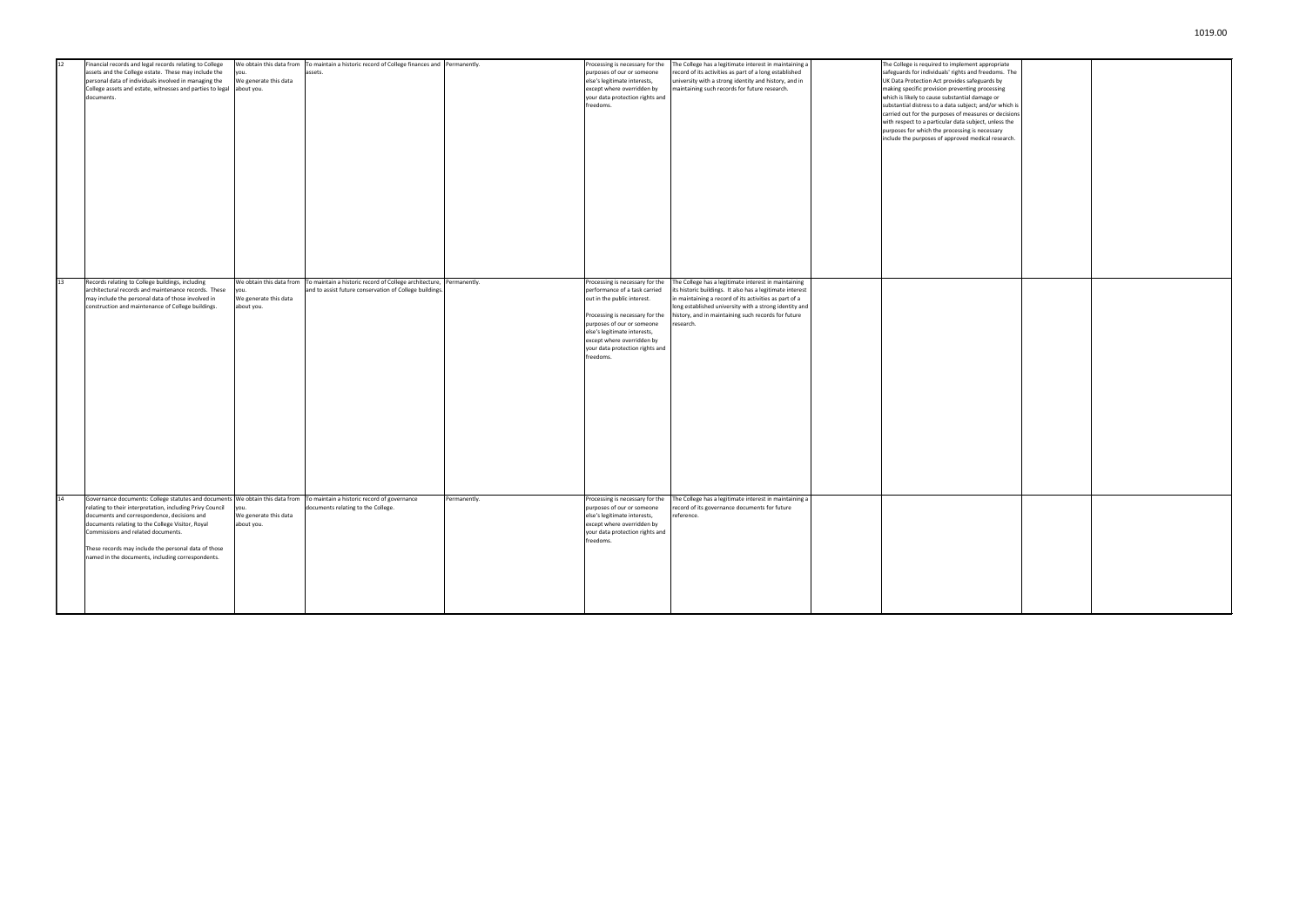| | | | | | | | | | | |
|---|---|---|---|---|---|---|---|---|---|---|
| 12 | Financial records and legal records relating to College assets and the College estate. These may include the personal data of individuals involved in managing the College assets and estate, witnesses and parties to legal documents. | We obtain this data from you. We generate this data about you. | To maintain a historic record of College finances and assets. | Permanently. | Processing is necessary for the purposes of our or someone else's legitimate interests, except where overridden by your data protection rights and freedoms. | The College has a legitimate interest in maintaining a record of its activities as part of a long established university with a strong identity and history, and in maintaining such records for future research. | | The College is required to implement appropriate safeguards for individuals' rights and freedoms. The UK Data Protection Act provides safeguards by making specific provision preventing processing which is likely to cause substantial damage or substantial distress to a data subject; and/or which is carried out for the purposes of measures or decisions with respect to a particular data subject, unless the purposes for which the processing is necessary include the purposes of approved medical research. | | |
| 13 | Records relating to College buildings, including architectural records and maintenance records. These may include the personal data of those involved in construction and maintenance of College buildings. | We obtain this data from you. We generate this data about you. | To maintain a historic record of College architecture, and to assist future conservation of College buildings. | Permanently. | Processing is necessary for the performance of a task carried out in the public interest.<br><br>Processing is necessary for the purposes of our or someone else's legitimate interests, except where overridden by your data protection rights and freedoms. | The College has a legitimate interest in maintaining its historic buildings. It also has a legitimate interest in maintaining a record of its activities as part of a long established university with a strong identity and history, and in maintaining such records for future research. | | | | |
| 14 | Governance documents: College statutes and documents relating to their interpretation, including Privy Council documents and correspondence, decisions and documents relating to the College Visitor, Royal Commissions and related documents.<br><br>These records may include the personal data of those named in the documents, including correspondents. | We obtain this data from you. We generate this data about you. | To maintain a historic record of governance documents relating to the College. | Permanently. | Processing is necessary for the purposes of our or someone else's legitimate interests, except where overridden by your data protection rights and freedoms. | The College has a legitimate interest in maintaining a record of its governance documents for future reference. | | | | |